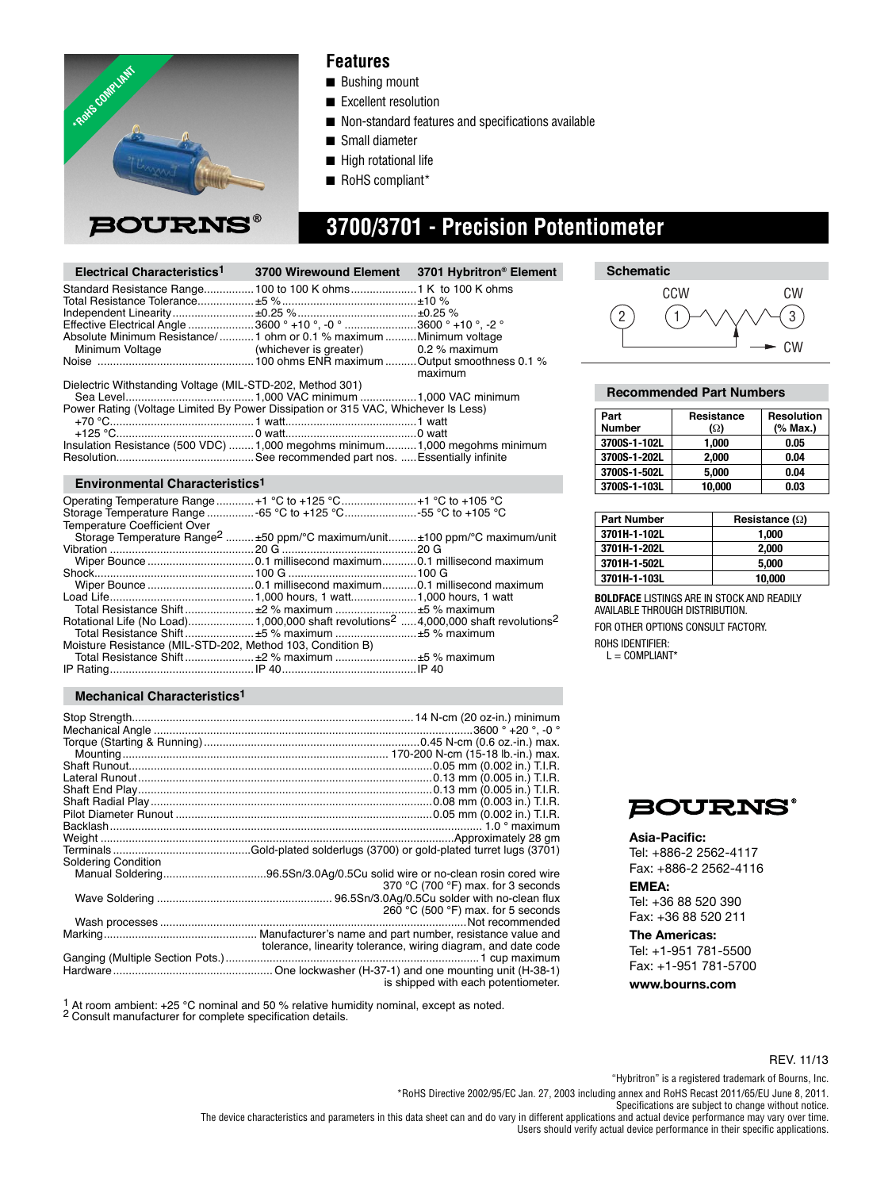## Features

- Bushing mount
- Excellent resolution
- Non-standard features and specifications available
- Small diameter
- High rotational life
- RoHS compliant*

# 3700/3701 - Precision Potentiometer

## Electrical Characteristics[1]

| Electrical Characteristics[1] | 3700 Wirewound Element | 3701 Hybritron® Element |
|---|---|---|
| Standard Resistance Range | 100 to 100 K ohms | 1 K to 100 K ohms |
| Total Resistance Tolerance | ±5 % | ±10 % |
| Independent Linearity | ±0.25 % | ±0.25 % |
| Effective Electrical Angle | 3600 ° +10 °, -0 ° | 3600 ° +10 °, -2 ° |
| Absolute Minimum Resistance/ Minimum Voltage | 1 ohm or 0.1 % maximum (whichever is greater) | Minimum voltage 0.2 % maximum |
| Noise | 100 ohms ENR maximum | Output smoothness 0.1 % maximum |
| Dielectric Withstanding Voltage (MIL-STD-202, Method 301) | | |
| Sea Level | 1,000 VAC minimum | 1,000 VAC minimum |
| Power Rating (Voltage Limited By Power Dissipation or 315 VAC, Whichever Is Less) | | |
| +70 °C | 1 watt | 1 watt |
| +125 °C | 0 watt | 0 watt |
| Insulation Resistance (500 VDC) | 1,000 megohms minimum | 1,000 megohms minimum |
| Resolution | See recommended part nos. | Essentially infinite |

## Environmental Characteristics[1]

| | | |
|---|---|---|
| Operating Temperature Range | +1 °C to +125 °C | +1 °C to +105 °C |
| Storage Temperature Range | -65 °C to +125 °C | -55 °C to +105 °C |
| Temperature Coefficient Over Storage Temperature Range[2] | ±50 ppm/°C maximum/unit | ±100 ppm/°C maximum/unit |
| Vibration | 20 G | 20 G |
| Wiper Bounce | 0.1 millisecond maximum | 0.1 millisecond maximum |
| Shock | 100 G | 100 G |
| Wiper Bounce | 0.1 millisecond maximum | 0.1 millisecond maximum |
| Load Life | 1,000 hours, 1 watt | 1,000 hours, 1 watt |
| Total Resistance Shift | ±2 % maximum | ±5 % maximum |
| Rotational Life (No Load) | 1,000,000 shaft revolutions[2] | 4,000,000 shaft revolutions[2] |
| Total Resistance Shift | ±5 % maximum | ±5 % maximum |
| Moisture Resistance (MIL-STD-202, Method 103, Condition B) | | |
| Total Resistance Shift | ±2 % maximum | ±5 % maximum |
| IP Rating | IP 40 | IP 40 |

## Mechanical Characteristics[1]

| | |
|---|---|
| Stop Strength | 14 N-cm (20 oz-in.) minimum |
| Mechanical Angle | 3600 ° +20 °, -0 ° |
| Torque (Starting & Running) | 0.45 N-cm (0.6 oz.-in.) max. |
| Mounting | 170-200 N-cm (15-18 lb.-in.) max. |
| Shaft Runout | 0.05 mm (0.002 in.) T.I.R. |
| Lateral Runout | 0.13 mm (0.005 in.) T.I.R. |
| Shaft End Play | 0.13 mm (0.005 in.) T.I.R. |
| Shaft Radial Play | 0.08 mm (0.003 in.) T.I.R. |
| Pilot Diameter Runout | 0.05 mm (0.002 in.) T.I.R. |
| Backlash | 1.0 ° maximum |
| Weight | Approximately 28 gm |
| Terminals | Gold-plated solderlugs (3700) or gold-plated turret lugs (3701) |
| Soldering Condition | |
| Manual Soldering | 96.5Sn/3.0Ag/0.5Cu solid wire or no-clean rosin cored wire 370 °C (700 °F) max. for 3 seconds |
| Wave Soldering | 96.5Sn/3.0Ag/0.5Cu solder with no-clean flux 260 °C (500 °F) max. for 5 seconds |
| Wash processes | Not recommended |
| Marking | Manufacturer's name and part number, resistance value and tolerance, linearity tolerance, wiring diagram, and date code |
| Ganging (Multiple Section Pots.) | 1 cup maximum |
| Hardware | One lockwasher (H-37-1) and one mounting unit (H-38-1) is shipped with each potentiometer. |

[1] At room ambient: +25 °C nominal and 50 % relative humidity nominal, except as noted.
[2] Consult manufacturer for complete specification details.

## Schematic

CCW CW
2 1 3
CW

## Recommended Part Numbers

| Part Number | Resistance (Ω) | Resolution (% Max.) |
|---|---|---|
| **3700S-1-102L** | **1,000** | **0.05** |
| **3700S-1-202L** | **2,000** | **0.04** |
| **3700S-1-502L** | **5,000** | **0.04** |
| **3700S-1-103L** | **10,000** | **0.03** |

| Part Number | Resistance (Ω) |
|---|---|
| **3701H-1-102L** | **1,000** |
| **3701H-1-202L** | **2,000** |
| **3701H-1-502L** | **5,000** |
| **3701H-1-103L** | **10,000** |

**BOLDFACE** LISTINGS ARE IN STOCK AND READILY AVAILABLE THROUGH DISTRIBUTION.

FOR OTHER OPTIONS CONSULT FACTORY.

ROHS IDENTIFIER:
L = COMPLIANT*

**Asia-Pacific:**
Tel: +886-2 2562-4117
Fax: +886-2 2562-4116

**EMEA:**
Tel: +36 88 520 390
Fax: +36 88 520 211

**The Americas:**
Tel: +1-951 781-5500
Fax: +1-951 781-5700

**www.bourns.com**

REV. 11/13

"Hybritron" is a registered trademark of Bourns, Inc.

*RoHS Directive 2002/95/EC Jan. 27, 2003 including annex and RoHS Recast 2011/65/EU June 8, 2011.
Specifications are subject to change without notice.
The device characteristics and parameters in this data sheet can and do vary in different applications and actual device performance may vary over time.
Users should verify actual device performance in their specific applications.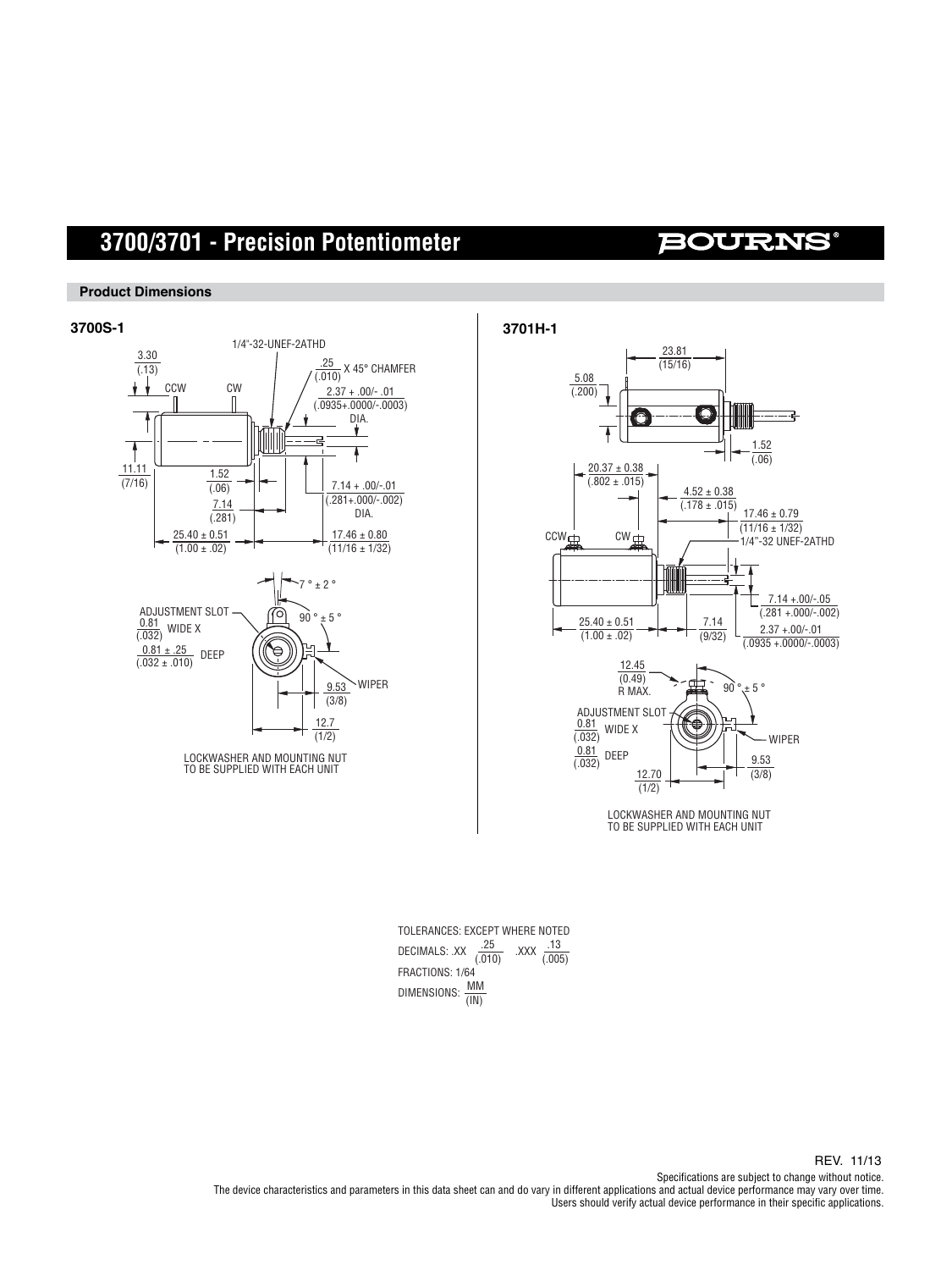# 3700/3701 - Precision Potentiometer

BOURNS®

## Product Dimensions

### 3700S-1

1/4"-32-UNEF-2ATHD

3.30 (.13)

.25 (.010) X 45° CHAMFER

CCW CW

2.37 + .00/- .01 (.0935+.0000/-.0003) DIA.

11.11 (7/16)

1.52 (.06)

7.14 (.281)

7.14 + .00/-.01 (.281+.000/-.002) DIA.

25.40 ± 0.51 (1.00 ± .02)

17.46 ± 0.80 (11/16 ± 1/32)

7 ° ± 2 °

ADJUSTMENT SLOT 0.81 (.032) WIDE X 0.81 ± .25 (.032 ± .010) DEEP

90 ° ± 5 °

9.53 (3/8)

WIPER

12.7 (1/2)

LOCKWASHER AND MOUNTING NUT TO BE SUPPLIED WITH EACH UNIT

### 3701H-1

23.81 (15/16)

5.08 (.200)

1.52 (.06)

20.37 ± 0.38 (.802 ± .015)

4.52 ± 0.38 (.178 ± .015)

17.46 ± 0.79 (11/16 ± 1/32)

CCW CW

1/4"-32 UNEF-2ATHD

7.14 +.00/-.05 (.281 +.000/-.002)

25.40 ± 0.51 (1.00 ± .02)

7.14 (9/32)

2.37 +.00/-.01 (.0935 +.0000/-.0003)

12.45 (0.49) R MAX.

90 ° ± 5 °

ADJUSTMENT SLOT 0.81 (.032) WIDE X 0.81 (.032) DEEP

WIPER

9.53 (3/8)

12.70 (1/2)

LOCKWASHER AND MOUNTING NUT TO BE SUPPLIED WITH EACH UNIT

TOLERANCES: EXCEPT WHERE NOTED
DECIMALS: .XX .25 (.010) .XXX .13 (.005)
FRACTIONS: 1/64
DIMENSIONS: MM (IN)

REV. 11/13

Specifications are subject to change without notice.
The device characteristics and parameters in this data sheet can and do vary in different applications and actual device performance may vary over time.
Users should verify actual device performance in their specific applications.